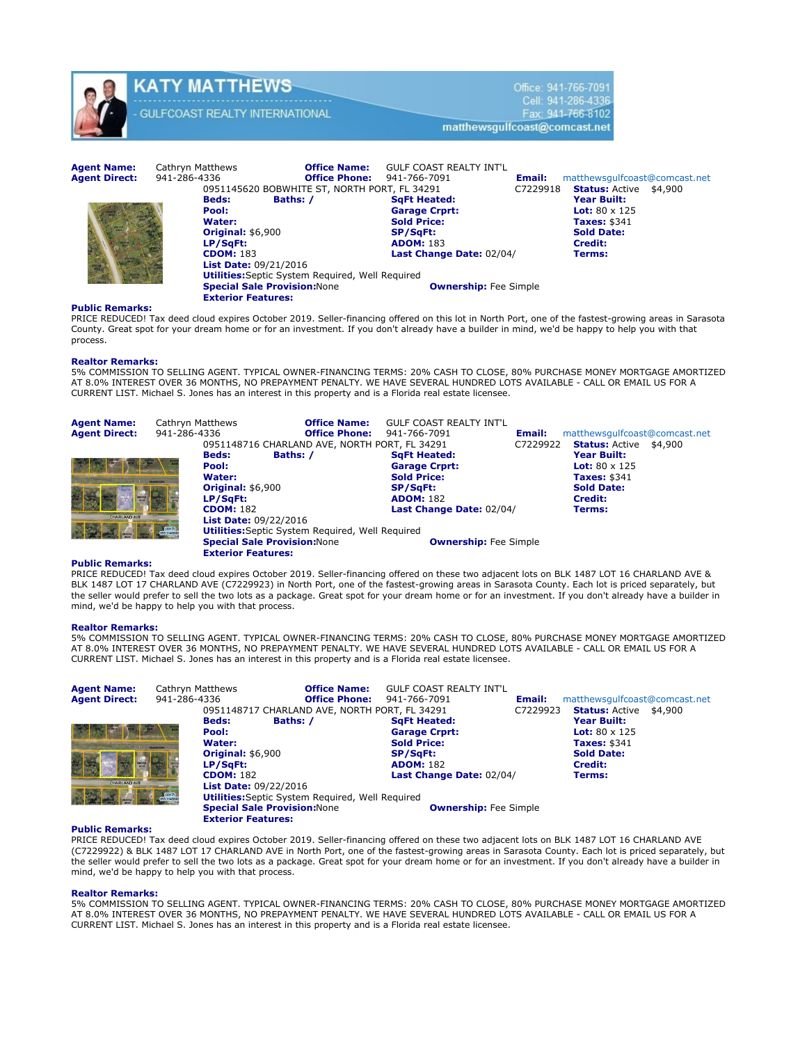**KATY MATTHEWS**

GULFCOAST REALTY INTERNATIONAL

Office: 941-766-7091
Cell: 941-286-4336
Fax: 941-766-8102
matthewsgulfcoast@comcast.net

**Agent Name:** Cathryn Matthews **Office Name:** GULF COAST REALTY INT'L
**Agent Direct:** 941-286-4336 **Office Phone:** 941-766-7091 **Email:** matthewsgulfcoast@comcast.net

0951145620 BOBWHITE ST, NORTH PORT, FL 34291 C7229918 **Status:** Active $4,900

**Beds:** **Baths:** / **SqFt Heated:** **Year Built:**
**Pool:** **Garage Crprt:** **Lot:** 80 x 125
**Water:** **Sold Price:** **Taxes:** $341
**Original:** $6,900 **SP/SqFt:** **Sold Date:**
**LP/SqFt:** **ADOM:** 183 **Credit:**
**CDOM:** 183 **Last Change Date:** 02/04/ **Terms:**
**List Date:** 09/21/2016
**Utilities:** Septic System Required, Well Required
**Special Sale Provision:** None **Ownership:** Fee Simple
**Exterior Features:**

**Public Remarks:**
PRICE REDUCED! Tax deed cloud expires October 2019. Seller-financing offered on this lot in North Port, one of the fastest-growing areas in Sarasota County. Great spot for your dream home or for an investment. If you don't already have a builder in mind, we'd be happy to help you with that process.

**Realtor Remarks:**
5% COMMISSION TO SELLING AGENT. TYPICAL OWNER-FINANCING TERMS: 20% CASH TO CLOSE, 80% PURCHASE MONEY MORTGAGE AMORTIZED AT 8.0% INTEREST OVER 36 MONTHS, NO PREPAYMENT PENALTY. WE HAVE SEVERAL HUNDRED LOTS AVAILABLE - CALL OR EMAIL US FOR A CURRENT LIST. Michael S. Jones has an interest in this property and is a Florida real estate licensee.

---

**Agent Name:** Cathryn Matthews **Office Name:** GULF COAST REALTY INT'L
**Agent Direct:** 941-286-4336 **Office Phone:** 941-766-7091 **Email:** matthewsgulfcoast@comcast.net

0951148716 CHARLAND AVE, NORTH PORT, FL 34291 C7229922 **Status:** Active $4,900

**Beds:** **Baths:** / **SqFt Heated:** **Year Built:**
**Pool:** **Garage Crprt:** **Lot:** 80 x 125
**Water:** **Sold Price:** **Taxes:** $341
**Original:** $6,900 **SP/SqFt:** **Sold Date:**
**LP/SqFt:** **ADOM:** 182 **Credit:**
**CDOM:** 182 **Last Change Date:** 02/04/ **Terms:**
**List Date:** 09/22/2016
**Utilities:** Septic System Required, Well Required
**Special Sale Provision:** None **Ownership:** Fee Simple
**Exterior Features:**

**Public Remarks:**
PRICE REDUCED! Tax deed cloud expires October 2019. Seller-financing offered on these two adjacent lots on BLK 1487 LOT 16 CHARLAND AVE & BLK 1487 LOT 17 CHARLAND AVE (C7229923) in North Port, one of the fastest-growing areas in Sarasota County. Each lot is priced separately, but the seller would prefer to sell the two lots as a package. Great spot for your dream home or for an investment. If you don't already have a builder in mind, we'd be happy to help you with that process.

**Realtor Remarks:**
5% COMMISSION TO SELLING AGENT. TYPICAL OWNER-FINANCING TERMS: 20% CASH TO CLOSE, 80% PURCHASE MONEY MORTGAGE AMORTIZED AT 8.0% INTEREST OVER 36 MONTHS, NO PREPAYMENT PENALTY. WE HAVE SEVERAL HUNDRED LOTS AVAILABLE - CALL OR EMAIL US FOR A CURRENT LIST. Michael S. Jones has an interest in this property and is a Florida real estate licensee.

---

**Agent Name:** Cathryn Matthews **Office Name:** GULF COAST REALTY INT'L
**Agent Direct:** 941-286-4336 **Office Phone:** 941-766-7091 **Email:** matthewsgulfcoast@comcast.net

0951148717 CHARLAND AVE, NORTH PORT, FL 34291 C7229923 **Status:** Active $4,900

**Beds:** **Baths:** / **SqFt Heated:** **Year Built:**
**Pool:** **Garage Crprt:** **Lot:** 80 x 125
**Water:** **Sold Price:** **Taxes:** $341
**Original:** $6,900 **SP/SqFt:** **Sold Date:**
**LP/SqFt:** **ADOM:** 182 **Credit:**
**CDOM:** 182 **Last Change Date:** 02/04/ **Terms:**
**List Date:** 09/22/2016
**Utilities:** Septic System Required, Well Required
**Special Sale Provision:** None **Ownership:** Fee Simple
**Exterior Features:**

**Public Remarks:**
PRICE REDUCED! Tax deed cloud expires October 2019. Seller-financing offered on these two adjacent lots on BLK 1487 LOT 16 CHARLAND AVE (C7229922) & BLK 1487 LOT 17 CHARLAND AVE in North Port, one of the fastest-growing areas in Sarasota County. Each lot is priced separately, but the seller would prefer to sell the two lots as a package. Great spot for your dream home or for an investment. If you don't already have a builder in mind, we'd be happy to help you with that process.

**Realtor Remarks:**
5% COMMISSION TO SELLING AGENT. TYPICAL OWNER-FINANCING TERMS: 20% CASH TO CLOSE, 80% PURCHASE MONEY MORTGAGE AMORTIZED AT 8.0% INTEREST OVER 36 MONTHS, NO PREPAYMENT PENALTY. WE HAVE SEVERAL HUNDRED LOTS AVAILABLE - CALL OR EMAIL US FOR A CURRENT LIST. Michael S. Jones has an interest in this property and is a Florida real estate licensee.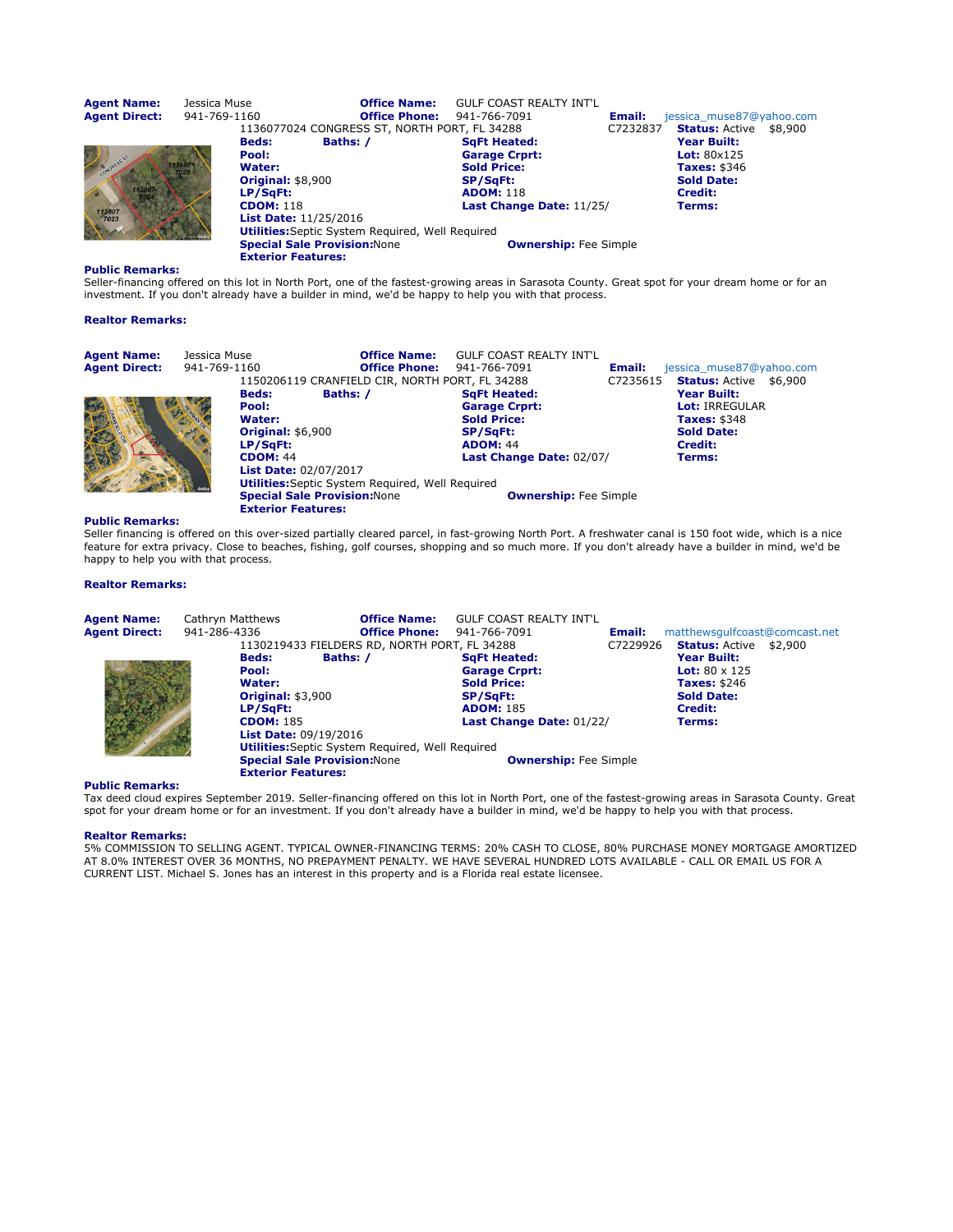**Agent Name:** Jessica Muse **Office Name:** GULF COAST REALTY INT'L
**Agent Direct:** 941-769-1160 **Office Phone:** 941-766-7091 **Email:** jessica_muse87@yahoo.com

1136077024 CONGRESS ST, NORTH PORT, FL 34288 C7232837 **Status:** Active $8,900

| | | | |
|---|---|---|---|
| **Beds:** | **Baths:** / | **SqFt Heated:** | **Year Built:** |
| **Pool:** | | **Garage Crprt:** | **Lot:** 80x125 |
| **Water:** | | **Sold Price:** | **Taxes:** $346 |
| **Original:** $8,900 | | **SP/SqFt:** | **Sold Date:** |
| **LP/SqFt:** | | **ADOM:** 118 | **Credit:** |
| **CDOM:** 118 | | **Last Change Date:** 11/25/ | **Terms:** |

**List Date:** 11/25/2016
**Utilities:** Septic System Required, Well Required
**Special Sale Provision:** None **Ownership:** Fee Simple
**Exterior Features:**

**Public Remarks:**
Seller-financing offered on this lot in North Port, one of the fastest-growing areas in Sarasota County. Great spot for your dream home or for an investment. If you don't already have a builder in mind, we'd be happy to help you with that process.

**Realtor Remarks:**

**Agent Name:** Jessica Muse **Office Name:** GULF COAST REALTY INT'L
**Agent Direct:** 941-769-1160 **Office Phone:** 941-766-7091 **Email:** jessica_muse87@yahoo.com

1150206119 CRANFIELD CIR, NORTH PORT, FL 34288 C7235615 **Status:** Active $6,900

| | | | |
|---|---|---|---|
| **Beds:** | **Baths:** / | **SqFt Heated:** | **Year Built:** |
| **Pool:** | | **Garage Crprt:** | **Lot:** IRREGULAR |
| **Water:** | | **Sold Price:** | **Taxes:** $348 |
| **Original:** $6,900 | | **SP/SqFt:** | **Sold Date:** |
| **LP/SqFt:** | | **ADOM:** 44 | **Credit:** |
| **CDOM:** 44 | | **Last Change Date:** 02/07/ | **Terms:** |

**List Date:** 02/07/2017
**Utilities:** Septic System Required, Well Required
**Special Sale Provision:** None **Ownership:** Fee Simple
**Exterior Features:**

**Public Remarks:**
Seller financing is offered on this over-sized partially cleared parcel, in fast-growing North Port. A freshwater canal is 150 foot wide, which is a nice feature for extra privacy. Close to beaches, fishing, golf courses, shopping and so much more. If you don't already have a builder in mind, we'd be happy to help you with that process.

**Realtor Remarks:**

**Agent Name:** Cathryn Matthews **Office Name:** GULF COAST REALTY INT'L
**Agent Direct:** 941-286-4336 **Office Phone:** 941-766-7091 **Email:** matthewsgulfcoast@comcast.net

1130219433 FIELDERS RD, NORTH PORT, FL 34288 C7229926 **Status:** Active $2,900

| | | | |
|---|---|---|---|
| **Beds:** | **Baths:** / | **SqFt Heated:** | **Year Built:** |
| **Pool:** | | **Garage Crprt:** | **Lot:** 80 x 125 |
| **Water:** | | **Sold Price:** | **Taxes:** $246 |
| **Original:** $3,900 | | **SP/SqFt:** | **Sold Date:** |
| **LP/SqFt:** | | **ADOM:** 185 | **Credit:** |
| **CDOM:** 185 | | **Last Change Date:** 01/22/ | **Terms:** |

**List Date:** 09/19/2016
**Utilities:** Septic System Required, Well Required
**Special Sale Provision:** None **Ownership:** Fee Simple
**Exterior Features:**

**Public Remarks:**
Tax deed cloud expires September 2019. Seller-financing offered on this lot in North Port, one of the fastest-growing areas in Sarasota County. Great spot for your dream home or for an investment. If you don't already have a builder in mind, we'd be happy to help you with that process.

**Realtor Remarks:**
5% COMMISSION TO SELLING AGENT. TYPICAL OWNER-FINANCING TERMS: 20% CASH TO CLOSE, 80% PURCHASE MONEY MORTGAGE AMORTIZED AT 8.0% INTEREST OVER 36 MONTHS, NO PREPAYMENT PENALTY. WE HAVE SEVERAL HUNDRED LOTS AVAILABLE - CALL OR EMAIL US FOR A CURRENT LIST. Michael S. Jones has an interest in this property and is a Florida real estate licensee.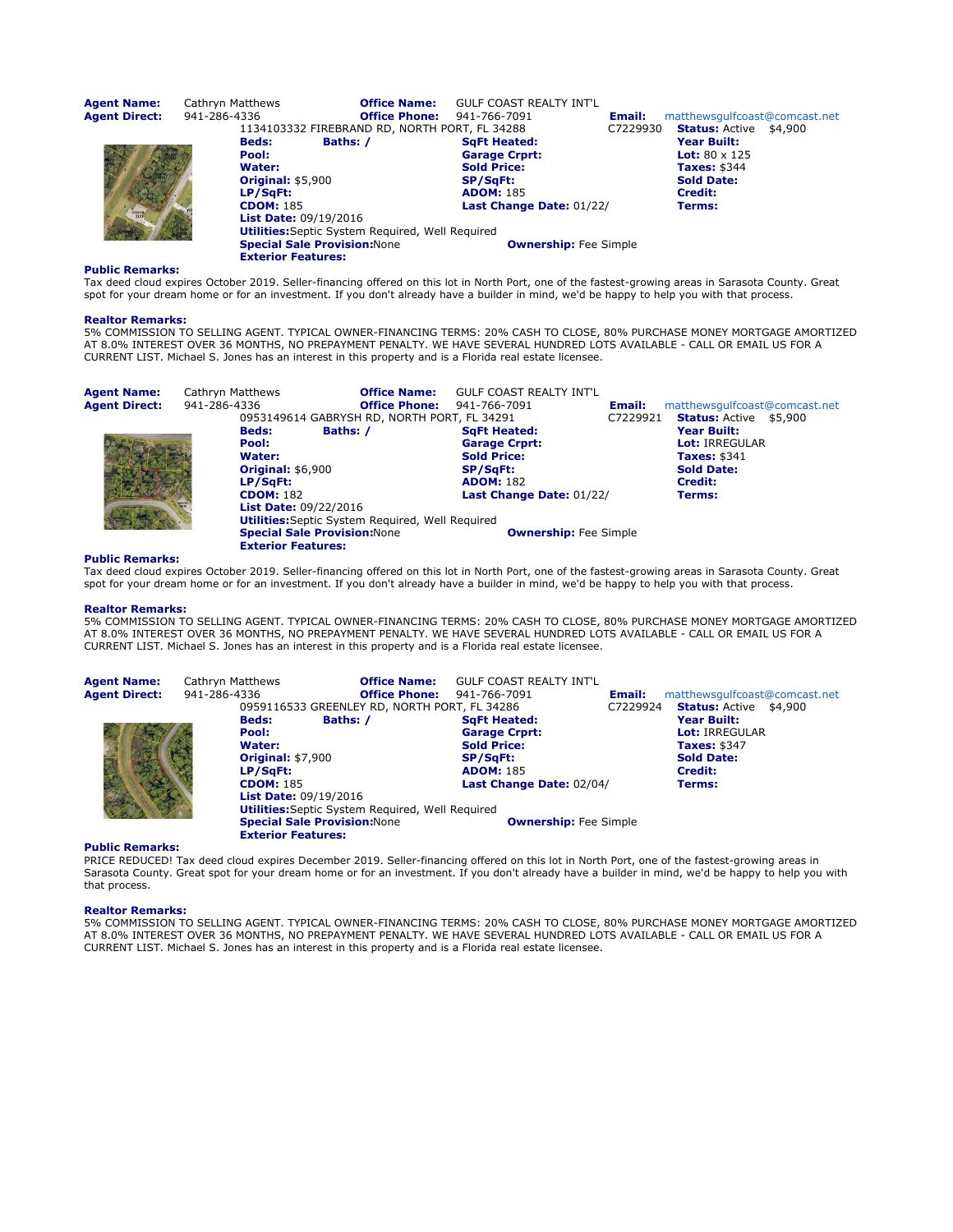**Agent Name:** Cathryn Matthews **Office Name:** GULF COAST REALTY INT'L
**Agent Direct:** 941-286-4336 **Office Phone:** 941-766-7091 **Email:** matthewsgulfcoast@comcast.net

1134103332 FIREBRAND RD, NORTH PORT, FL 34288 C7229930 **Status:** Active $4,900

| | | | |
|---|---|---|---|
| **Beds:** | **Baths:** / | **SqFt Heated:** | **Year Built:** |
| **Pool:** | | **Garage Crprt:** | **Lot:** 80 x 125 |
| **Water:** | | **Sold Price:** | **Taxes:** $344 |
| **Original:** $5,900 | | **SP/SqFt:** | **Sold Date:** |
| **LP/SqFt:** | | **ADOM:** 185 | **Credit:** |
| **CDOM:** 185 | | **Last Change Date:** 01/22/ | **Terms:** |

**List Date:** 09/19/2016
**Utilities:** Septic System Required, Well Required
**Special Sale Provision:** None **Ownership:** Fee Simple
**Exterior Features:**

**Public Remarks:**
Tax deed cloud expires October 2019. Seller-financing offered on this lot in North Port, one of the fastest-growing areas in Sarasota County. Great spot for your dream home or for an investment. If you don't already have a builder in mind, we'd be happy to help you with that process.

**Realtor Remarks:**
5% COMMISSION TO SELLING AGENT. TYPICAL OWNER-FINANCING TERMS: 20% CASH TO CLOSE, 80% PURCHASE MONEY MORTGAGE AMORTIZED AT 8.0% INTEREST OVER 36 MONTHS, NO PREPAYMENT PENALTY. WE HAVE SEVERAL HUNDRED LOTS AVAILABLE - CALL OR EMAIL US FOR A CURRENT LIST. Michael S. Jones has an interest in this property and is a Florida real estate licensee.

---

**Agent Name:** Cathryn Matthews **Office Name:** GULF COAST REALTY INT'L
**Agent Direct:** 941-286-4336 **Office Phone:** 941-766-7091 **Email:** matthewsgulfcoast@comcast.net

0953149614 GABRYSH RD, NORTH PORT, FL 34291 C7229921 **Status:** Active $5,900

| | | | |
|---|---|---|---|
| **Beds:** | **Baths:** / | **SqFt Heated:** | **Year Built:** |
| **Pool:** | | **Garage Crprt:** | **Lot:** IRREGULAR |
| **Water:** | | **Sold Price:** | **Taxes:** $341 |
| **Original:** $6,900 | | **SP/SqFt:** | **Sold Date:** |
| **LP/SqFt:** | | **ADOM:** 182 | **Credit:** |
| **CDOM:** 182 | | **Last Change Date:** 01/22/ | **Terms:** |

**List Date:** 09/22/2016
**Utilities:** Septic System Required, Well Required
**Special Sale Provision:** None **Ownership:** Fee Simple
**Exterior Features:**

**Public Remarks:**
Tax deed cloud expires October 2019. Seller-financing offered on this lot in North Port, one of the fastest-growing areas in Sarasota County. Great spot for your dream home or for an investment. If you don't already have a builder in mind, we'd be happy to help you with that process.

**Realtor Remarks:**
5% COMMISSION TO SELLING AGENT. TYPICAL OWNER-FINANCING TERMS: 20% CASH TO CLOSE, 80% PURCHASE MONEY MORTGAGE AMORTIZED AT 8.0% INTEREST OVER 36 MONTHS, NO PREPAYMENT PENALTY. WE HAVE SEVERAL HUNDRED LOTS AVAILABLE - CALL OR EMAIL US FOR A CURRENT LIST. Michael S. Jones has an interest in this property and is a Florida real estate licensee.

---

**Agent Name:** Cathryn Matthews **Office Name:** GULF COAST REALTY INT'L
**Agent Direct:** 941-286-4336 **Office Phone:** 941-766-7091 **Email:** matthewsgulfcoast@comcast.net

0959116533 GREENLEY RD, NORTH PORT, FL 34286 C7229924 **Status:** Active $4,900

| | | | |
|---|---|---|---|
| **Beds:** | **Baths:** / | **SqFt Heated:** | **Year Built:** |
| **Pool:** | | **Garage Crprt:** | **Lot:** IRREGULAR |
| **Water:** | | **Sold Price:** | **Taxes:** $347 |
| **Original:** $7,900 | | **SP/SqFt:** | **Sold Date:** |
| **LP/SqFt:** | | **ADOM:** 185 | **Credit:** |
| **CDOM:** 185 | | **Last Change Date:** 02/04/ | **Terms:** |

**List Date:** 09/19/2016
**Utilities:** Septic System Required, Well Required
**Special Sale Provision:** None **Ownership:** Fee Simple
**Exterior Features:**

**Public Remarks:**
PRICE REDUCED! Tax deed cloud expires December 2019. Seller-financing offered on this lot in North Port, one of the fastest-growing areas in Sarasota County. Great spot for your dream home or for an investment. If you don't already have a builder in mind, we'd be happy to help you with that process.

**Realtor Remarks:**
5% COMMISSION TO SELLING AGENT. TYPICAL OWNER-FINANCING TERMS: 20% CASH TO CLOSE, 80% PURCHASE MONEY MORTGAGE AMORTIZED AT 8.0% INTEREST OVER 36 MONTHS, NO PREPAYMENT PENALTY. WE HAVE SEVERAL HUNDRED LOTS AVAILABLE - CALL OR EMAIL US FOR A CURRENT LIST. Michael S. Jones has an interest in this property and is a Florida real estate licensee.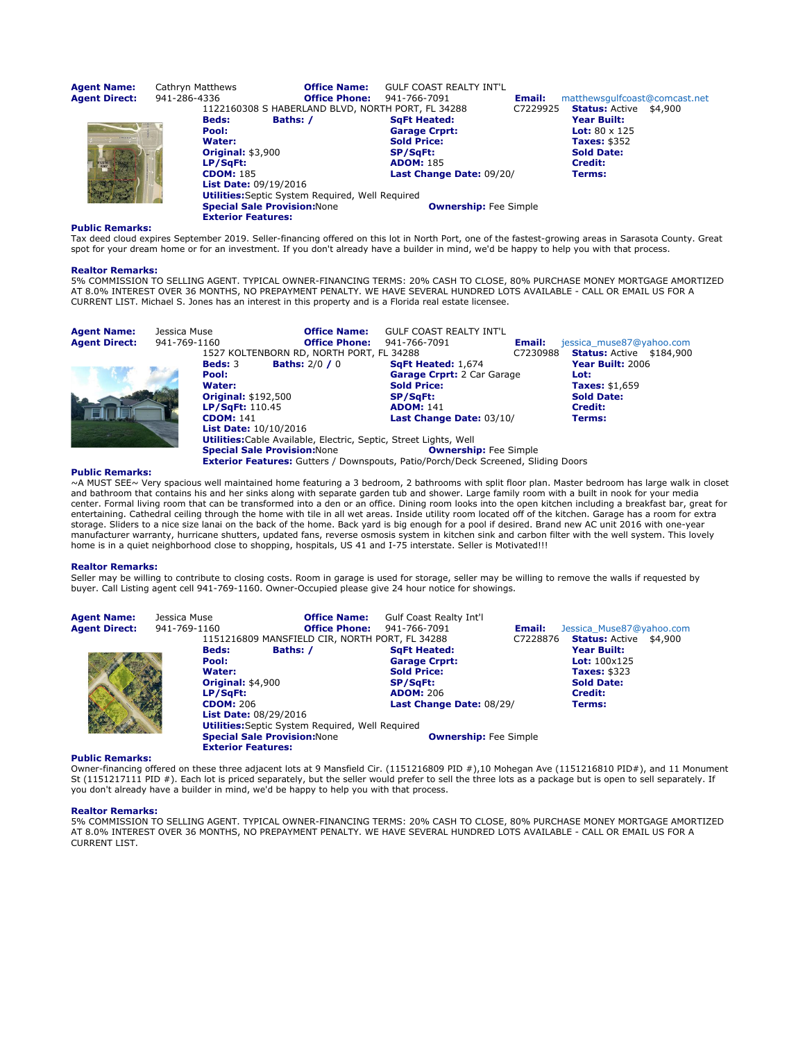**Agent Name:** Cathryn Matthews **Office Name:** GULF COAST REALTY INT'L
**Agent Direct:** 941-286-4336 **Office Phone:** 941-766-7091 **Email:** matthewsgulfcoast@comcast.net

1122160308 S HABERLAND BLVD, NORTH PORT, FL 34288 C7229925 **Status:** Active $4,900

| | | | |
|---|---|---|---|
| **Beds:** | **Baths:** / | **SqFt Heated:** | **Year Built:** |
| **Pool:** | | **Garage Crprt:** | **Lot:** 80 x 125 |
| **Water:** | | **Sold Price:** | **Taxes:** $352 |
| **Original:** $3,900 | | **SP/SqFt:** | **Sold Date:** |
| **LP/SqFt:** | | **ADOM:** 185 | **Credit:** |
| **CDOM:** 185 | | **Last Change Date:** 09/20/ | **Terms:** |

**List Date:** 09/19/2016
**Utilities:** Septic System Required, Well Required
**Special Sale Provision:** None **Ownership:** Fee Simple
**Exterior Features:**

**Public Remarks:**
Tax deed cloud expires September 2019. Seller-financing offered on this lot in North Port, one of the fastest-growing areas in Sarasota County. Great spot for your dream home or for an investment. If you don't already have a builder in mind, we'd be happy to help you with that process.

**Realtor Remarks:**
5% COMMISSION TO SELLING AGENT. TYPICAL OWNER-FINANCING TERMS: 20% CASH TO CLOSE, 80% PURCHASE MONEY MORTGAGE AMORTIZED AT 8.0% INTEREST OVER 36 MONTHS, NO PREPAYMENT PENALTY. WE HAVE SEVERAL HUNDRED LOTS AVAILABLE - CALL OR EMAIL US FOR A CURRENT LIST. Michael S. Jones has an interest in this property and is a Florida real estate licensee.

**Agent Name:** Jessica Muse **Office Name:** GULF COAST REALTY INT'L
**Agent Direct:** 941-769-1160 **Office Phone:** 941-766-7091 **Email:** jessica_muse87@yahoo.com

1527 KOLTENBORN RD, NORTH PORT, FL 34288 C7230988 **Status:** Active $184,900

| | | | |
|---|---|---|---|
| **Beds:** 3 | **Baths:** 2/0 / 0 | **SqFt Heated:** 1,674 | **Year Built:** 2006 |
| **Pool:** | | **Garage Crprt:** 2 Car Garage | **Lot:** |
| **Water:** | | **Sold Price:** | **Taxes:** $1,659 |
| **Original:** $192,500 | | **SP/SqFt:** | **Sold Date:** |
| **LP/SqFt:** 110.45 | | **ADOM:** 141 | **Credit:** |
| **CDOM:** 141 | | **Last Change Date:** 03/10/ | **Terms:** |

**List Date:** 10/10/2016
**Utilities:** Cable Available, Electric, Septic, Street Lights, Well
**Special Sale Provision:** None **Ownership:** Fee Simple
**Exterior Features:** Gutters / Downspouts, Patio/Porch/Deck Screened, Sliding Doors

**Public Remarks:**
~A MUST SEE~ Very spacious well maintained home featuring a 3 bedroom, 2 bathrooms with split floor plan. Master bedroom has large walk in closet and bathroom that contains his and her sinks along with separate garden tub and shower. Large family room with a built in nook for your media center. Formal living room that can be transformed into a den or an office. Dining room looks into the open kitchen including a breakfast bar, great for entertaining. Cathedral ceiling through the home with tile in all wet areas. Inside utility room located off of the kitchen. Garage has a room for extra storage. Sliders to a nice size lanai on the back of the home. Back yard is big enough for a pool if desired. Brand new AC unit 2016 with one-year manufacturer warranty, hurricane shutters, updated fans, reverse osmosis system in kitchen sink and carbon filter with the well system. This lovely home is in a quiet neighborhood close to shopping, hospitals, US 41 and I-75 interstate. Seller is Motivated!!!

**Realtor Remarks:**
Seller may be willing to contribute to closing costs. Room in garage is used for storage, seller may be willing to remove the walls if requested by buyer. Call Listing agent cell 941-769-1160. Owner-Occupied please give 24 hour notice for showings.

**Agent Name:** Jessica Muse **Office Name:** Gulf Coast Realty Int'l
**Agent Direct:** 941-769-1160 **Office Phone:** 941-766-7091 **Email:** Jessica_Muse87@yahoo.com

1151216809 MANSFIELD CIR, NORTH PORT, FL 34288 C7228876 **Status:** Active $4,900

| | | | |
|---|---|---|---|
| **Beds:** | **Baths:** / | **SqFt Heated:** | **Year Built:** |
| **Pool:** | | **Garage Crprt:** | **Lot:** 100x125 |
| **Water:** | | **Sold Price:** | **Taxes:** $323 |
| **Original:** $4,900 | | **SP/SqFt:** | **Sold Date:** |
| **LP/SqFt:** | | **ADOM:** 206 | **Credit:** |
| **CDOM:** 206 | | **Last Change Date:** 08/29/ | **Terms:** |

**List Date:** 08/29/2016
**Utilities:** Septic System Required, Well Required
**Special Sale Provision:** None **Ownership:** Fee Simple
**Exterior Features:**

**Public Remarks:**
Owner-financing offered on these three adjacent lots at 9 Mansfield Cir. (1151216809 PID #),10 Mohegan Ave (1151216810 PID#), and 11 Monument St (1151217111 PID #). Each lot is priced separately, but the seller would prefer to sell the three lots as a package but is open to sell separately. If you don't already have a builder in mind, we'd be happy to help you with that process.

**Realtor Remarks:**
5% COMMISSION TO SELLING AGENT. TYPICAL OWNER-FINANCING TERMS: 20% CASH TO CLOSE, 80% PURCHASE MONEY MORTGAGE AMORTIZED AT 8.0% INTEREST OVER 36 MONTHS, NO PREPAYMENT PENALTY. WE HAVE SEVERAL HUNDRED LOTS AVAILABLE - CALL OR EMAIL US FOR A CURRENT LIST.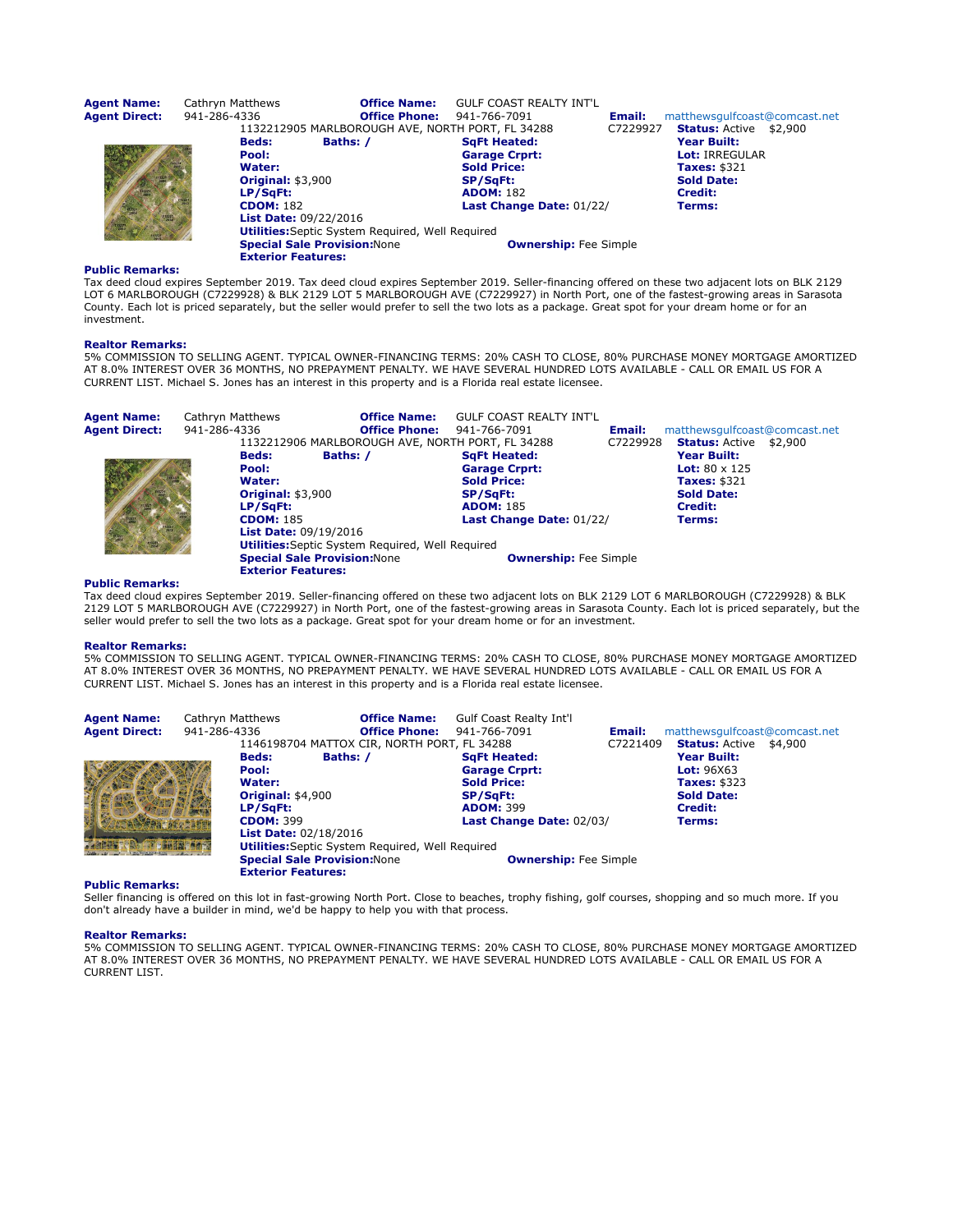| **Agent Name:** | Cathryn Matthews | **Office Name:** | GULF COAST REALTY INT'L | | |
|---|---|---|---|---|---|
| **Agent Direct:** | 941-286-4336 | **Office Phone:** | 941-766-7091 | **Email:** | matthewsgulfcoast@comcast.net |

1132212905 MARLBOROUGH AVE, NORTH PORT, FL 34288 — C7229927 — **Status:** Active — $2,900

| | | | |
|---|---|---|---|
| **Beds:** | **Baths:** / | **SqFt Heated:** | **Year Built:** |
| **Pool:** | | **Garage Crprt:** | **Lot:** IRREGULAR |
| **Water:** | | **Sold Price:** | **Taxes:** $321 |
| **Original:** $3,900 | | **SP/SqFt:** | **Sold Date:** |
| **LP/SqFt:** | | **ADOM:** 182 | **Credit:** |
| **CDOM:** 182 | | **Last Change Date:** 01/22/ | **Terms:** |
| **List Date:** 09/22/2016 | | | |

**Utilities:** Septic System Required, Well Required
**Special Sale Provision:** None — **Ownership:** Fee Simple
**Exterior Features:**

**Public Remarks:**
Tax deed cloud expires September 2019. Tax deed cloud expires September 2019. Seller-financing offered on these two adjacent lots on BLK 2129 LOT 6 MARLBOROUGH (C7229928) & BLK 2129 LOT 5 MARLBOROUGH AVE (C7229927) in North Port, one of the fastest-growing areas in Sarasota County. Each lot is priced separately, but the seller would prefer to sell the two lots as a package. Great spot for your dream home or for an investment.

**Realtor Remarks:**
5% COMMISSION TO SELLING AGENT. TYPICAL OWNER-FINANCING TERMS: 20% CASH TO CLOSE, 80% PURCHASE MONEY MORTGAGE AMORTIZED AT 8.0% INTEREST OVER 36 MONTHS, NO PREPAYMENT PENALTY. WE HAVE SEVERAL HUNDRED LOTS AVAILABLE - CALL OR EMAIL US FOR A CURRENT LIST. Michael S. Jones has an interest in this property and is a Florida real estate licensee.

| **Agent Name:** | Cathryn Matthews | **Office Name:** | GULF COAST REALTY INT'L | | |
|---|---|---|---|---|---|
| **Agent Direct:** | 941-286-4336 | **Office Phone:** | 941-766-7091 | **Email:** | matthewsgulfcoast@comcast.net |

1132212906 MARLBOROUGH AVE, NORTH PORT, FL 34288 — C7229928 — **Status:** Active — $2,900

| | | | |
|---|---|---|---|
| **Beds:** | **Baths:** / | **SqFt Heated:** | **Year Built:** |
| **Pool:** | | **Garage Crprt:** | **Lot:** 80 x 125 |
| **Water:** | | **Sold Price:** | **Taxes:** $321 |
| **Original:** $3,900 | | **SP/SqFt:** | **Sold Date:** |
| **LP/SqFt:** | | **ADOM:** 185 | **Credit:** |
| **CDOM:** 185 | | **Last Change Date:** 01/22/ | **Terms:** |
| **List Date:** 09/19/2016 | | | |

**Utilities:** Septic System Required, Well Required
**Special Sale Provision:** None — **Ownership:** Fee Simple
**Exterior Features:**

**Public Remarks:**
Tax deed cloud expires September 2019. Seller-financing offered on these two adjacent lots on BLK 2129 LOT 6 MARLBOROUGH (C7229928) & BLK 2129 LOT 5 MARLBOROUGH AVE (C7229927) in North Port, one of the fastest-growing areas in Sarasota County. Each lot is priced separately, but the seller would prefer to sell the two lots as a package. Great spot for your dream home or for an investment.

**Realtor Remarks:**
5% COMMISSION TO SELLING AGENT. TYPICAL OWNER-FINANCING TERMS: 20% CASH TO CLOSE, 80% PURCHASE MONEY MORTGAGE AMORTIZED AT 8.0% INTEREST OVER 36 MONTHS, NO PREPAYMENT PENALTY. WE HAVE SEVERAL HUNDRED LOTS AVAILABLE - CALL OR EMAIL US FOR A CURRENT LIST. Michael S. Jones has an interest in this property and is a Florida real estate licensee.

| **Agent Name:** | Cathryn Matthews | **Office Name:** | Gulf Coast Realty Int'l | | |
|---|---|---|---|---|---|
| **Agent Direct:** | 941-286-4336 | **Office Phone:** | 941-766-7091 | **Email:** | matthewsgulfcoast@comcast.net |

1146198704 MATTOX CIR, NORTH PORT, FL 34288 — C7221409 — **Status:** Active — $4,900

| | | | |
|---|---|---|---|
| **Beds:** | **Baths:** / | **SqFt Heated:** | **Year Built:** |
| **Pool:** | | **Garage Crprt:** | **Lot:** 96X63 |
| **Water:** | | **Sold Price:** | **Taxes:** $323 |
| **Original:** $4,900 | | **SP/SqFt:** | **Sold Date:** |
| **LP/SqFt:** | | **ADOM:** 399 | **Credit:** |
| **CDOM:** 399 | | **Last Change Date:** 02/03/ | **Terms:** |
| **List Date:** 02/18/2016 | | | |

**Utilities:** Septic System Required, Well Required
**Special Sale Provision:** None — **Ownership:** Fee Simple
**Exterior Features:**

**Public Remarks:**
Seller financing is offered on this lot in fast-growing North Port. Close to beaches, trophy fishing, golf courses, shopping and so much more. If you don't already have a builder in mind, we'd be happy to help you with that process.

**Realtor Remarks:**
5% COMMISSION TO SELLING AGENT. TYPICAL OWNER-FINANCING TERMS: 20% CASH TO CLOSE, 80% PURCHASE MONEY MORTGAGE AMORTIZED AT 8.0% INTEREST OVER 36 MONTHS, NO PREPAYMENT PENALTY. WE HAVE SEVERAL HUNDRED LOTS AVAILABLE - CALL OR EMAIL US FOR A CURRENT LIST.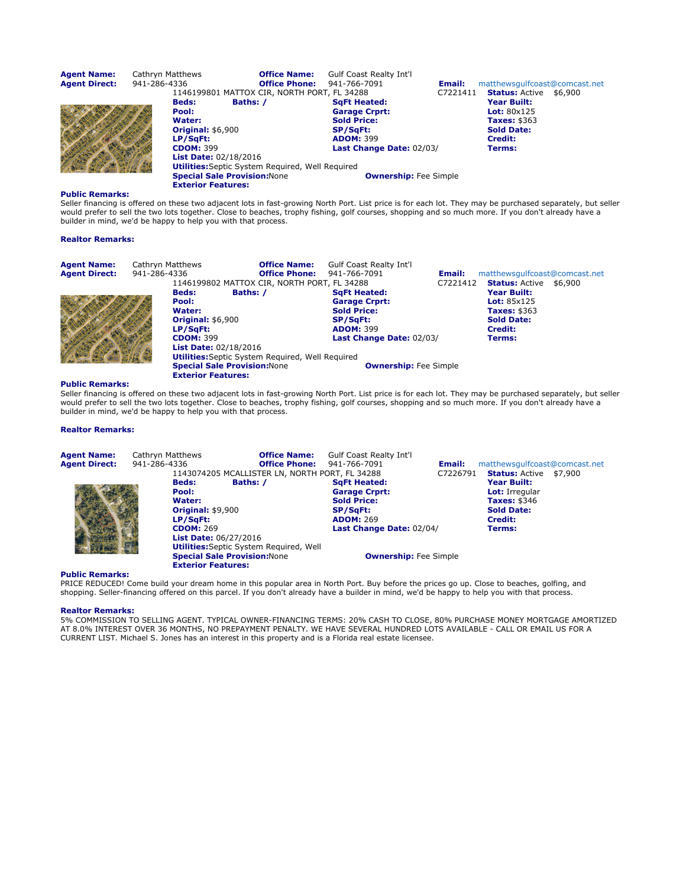**Agent Name:** Cathryn Matthews **Office Name:** Gulf Coast Realty Int'l
**Agent Direct:** 941-286-4336 **Office Phone:** 941-766-7091 **Email:** matthewsgulfcoast@comcast.net

1146199801 MATTOX CIR, NORTH PORT, FL 34288 C7221411 **Status:** Active $6,900

| | | | |
|---|---|---|---|
| **Beds:** | **Baths:** / | **SqFt Heated:** | **Year Built:** |
| **Pool:** | | **Garage Crprt:** | **Lot:** 80x125 |
| **Water:** | | **Sold Price:** | **Taxes:** $363 |
| **Original:** $6,900 | | **SP/SqFt:** | **Sold Date:** |
| **LP/SqFt:** | | **ADOM:** 399 | **Credit:** |
| **CDOM:** 399 | | **Last Change Date:** 02/03/ | **Terms:** |

**List Date:** 02/18/2016
**Utilities:**Septic System Required, Well Required
**Special Sale Provision:**None **Ownership:** Fee Simple
**Exterior Features:**

**Public Remarks:**
Seller financing is offered on these two adjacent lots in fast-growing North Port. List price is for each lot. They may be purchased separately, but seller would prefer to sell the two lots together. Close to beaches, trophy fishing, golf courses, shopping and so much more. If you don't already have a builder in mind, we'd be happy to help you with that process.

**Realtor Remarks:**

---

**Agent Name:** Cathryn Matthews **Office Name:** Gulf Coast Realty Int'l
**Agent Direct:** 941-286-4336 **Office Phone:** 941-766-7091 **Email:** matthewsgulfcoast@comcast.net

1146199802 MATTOX CIR, NORTH PORT, FL 34288 C7221412 **Status:** Active $6,900

| | | | |
|---|---|---|---|
| **Beds:** | **Baths:** / | **SqFt Heated:** | **Year Built:** |
| **Pool:** | | **Garage Crprt:** | **Lot:** 85x125 |
| **Water:** | | **Sold Price:** | **Taxes:** $363 |
| **Original:** $6,900 | | **SP/SqFt:** | **Sold Date:** |
| **LP/SqFt:** | | **ADOM:** 399 | **Credit:** |
| **CDOM:** 399 | | **Last Change Date:** 02/03/ | **Terms:** |

**List Date:** 02/18/2016
**Utilities:**Septic System Required, Well Required
**Special Sale Provision:**None **Ownership:** Fee Simple
**Exterior Features:**

**Public Remarks:**
Seller financing is offered on these two adjacent lots in fast-growing North Port. List price is for each lot. They may be purchased separately, but seller would prefer to sell the two lots together. Close to beaches, trophy fishing, golf courses, shopping and so much more. If you don't already have a builder in mind, we'd be happy to help you with that process.

**Realtor Remarks:**

---

**Agent Name:** Cathryn Matthews **Office Name:** Gulf Coast Realty Int'l
**Agent Direct:** 941-286-4336 **Office Phone:** 941-766-7091 **Email:** matthewsgulfcoast@comcast.net

1143074205 MCALLISTER LN, NORTH PORT, FL 34288 C7226791 **Status:** Active $7,900

| | | | |
|---|---|---|---|
| **Beds:** | **Baths:** / | **SqFt Heated:** | **Year Built:** |
| **Pool:** | | **Garage Crprt:** | **Lot:** Irregular |
| **Water:** | | **Sold Price:** | **Taxes:** $346 |
| **Original:** $9,900 | | **SP/SqFt:** | **Sold Date:** |
| **LP/SqFt:** | | **ADOM:** 269 | **Credit:** |
| **CDOM:** 269 | | **Last Change Date:** 02/04/ | **Terms:** |

**List Date:** 06/27/2016
**Utilities:**Septic System Required, Well
**Special Sale Provision:**None **Ownership:** Fee Simple
**Exterior Features:**

**Public Remarks:**
PRICE REDUCED! Come build your dream home in this popular area in North Port. Buy before the prices go up. Close to beaches, golfing, and shopping. Seller-financing offered on this parcel. If you don't already have a builder in mind, we'd be happy to help you with that process.

**Realtor Remarks:**
5% COMMISSION TO SELLING AGENT. TYPICAL OWNER-FINANCING TERMS: 20% CASH TO CLOSE, 80% PURCHASE MONEY MORTGAGE AMORTIZED AT 8.0% INTEREST OVER 36 MONTHS, NO PREPAYMENT PENALTY. WE HAVE SEVERAL HUNDRED LOTS AVAILABLE - CALL OR EMAIL US FOR A CURRENT LIST. Michael S. Jones has an interest in this property and is a Florida real estate licensee.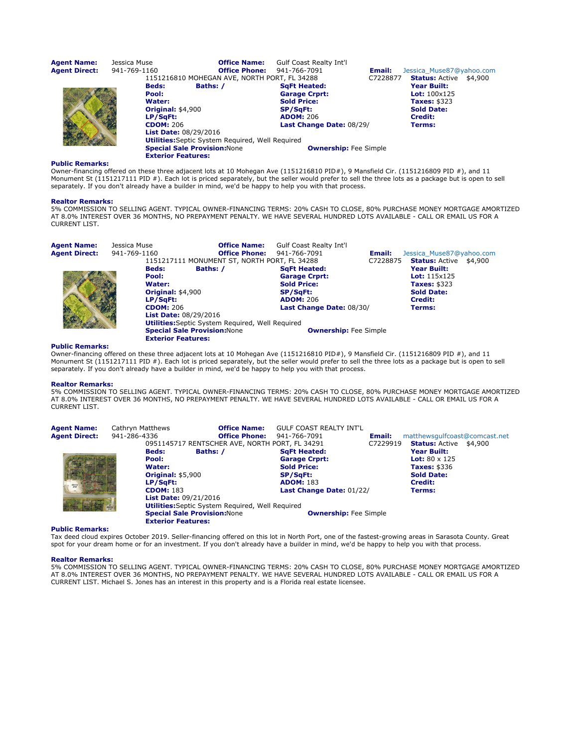**Agent Name:** Jessica Muse **Office Name:** Gulf Coast Realty Int'l
**Agent Direct:** 941-769-1160 **Office Phone:** 941-766-7091 **Email:** Jessica_Muse87@yahoo.com

1151216810 MOHEGAN AVE, NORTH PORT, FL 34288 C7228877 **Status:** Active $4,900

| | | | |
|---|---|---|---|
| **Beds:** | **Baths:** / | **SqFt Heated:** | **Year Built:** |
| **Pool:** | | **Garage Crprt:** | **Lot:** 100x125 |
| **Water:** | | **Sold Price:** | **Taxes:** $323 |
| **Original:** $4,900 | | **SP/SqFt:** | **Sold Date:** |
| **LP/SqFt:** | | **ADOM:** 206 | **Credit:** |
| **CDOM:** 206 | | **Last Change Date:** 08/29/ | **Terms:** |

**List Date:** 08/29/2016
**Utilities:** Septic System Required, Well Required
**Special Sale Provision:** None **Ownership:** Fee Simple
**Exterior Features:**

**Public Remarks:**
Owner-financing offered on these three adjacent lots at 10 Mohegan Ave (1151216810 PID#), 9 Mansfield Cir. (1151216809 PID #), and 11 Monument St (1151217111 PID #). Each lot is priced separately, but the seller would prefer to sell the three lots as a package but is open to sell separately. If you don't already have a builder in mind, we'd be happy to help you with that process.

**Realtor Remarks:**
5% COMMISSION TO SELLING AGENT. TYPICAL OWNER-FINANCING TERMS: 20% CASH TO CLOSE, 80% PURCHASE MONEY MORTGAGE AMORTIZED AT 8.0% INTEREST OVER 36 MONTHS, NO PREPAYMENT PENALTY. WE HAVE SEVERAL HUNDRED LOTS AVAILABLE - CALL OR EMAIL US FOR A CURRENT LIST.

---

**Agent Name:** Jessica Muse **Office Name:** Gulf Coast Realty Int'l
**Agent Direct:** 941-769-1160 **Office Phone:** 941-766-7091 **Email:** Jessica_Muse87@yahoo.com

1151217111 MONUMENT ST, NORTH PORT, FL 34288 C7228875 **Status:** Active $4,900

| | | | |
|---|---|---|---|
| **Beds:** | **Baths:** / | **SqFt Heated:** | **Year Built:** |
| **Pool:** | | **Garage Crprt:** | **Lot:** 115x125 |
| **Water:** | | **Sold Price:** | **Taxes:** $323 |
| **Original:** $4,900 | | **SP/SqFt:** | **Sold Date:** |
| **LP/SqFt:** | | **ADOM:** 206 | **Credit:** |
| **CDOM:** 206 | | **Last Change Date:** 08/30/ | **Terms:** |

**List Date:** 08/29/2016
**Utilities:** Septic System Required, Well Required
**Special Sale Provision:** None **Ownership:** Fee Simple
**Exterior Features:**

**Public Remarks:**
Owner-financing offered on these three adjacent lots at 10 Mohegan Ave (1151216810 PID#), 9 Mansfield Cir. (1151216809 PID #), and 11 Monument St (1151217111 PID #). Each lot is priced separately, but the seller would prefer to sell the three lots as a package but is open to sell separately. If you don't already have a builder in mind, we'd be happy to help you with that process.

**Realtor Remarks:**
5% COMMISSION TO SELLING AGENT. TYPICAL OWNER-FINANCING TERMS: 20% CASH TO CLOSE, 80% PURCHASE MONEY MORTGAGE AMORTIZED AT 8.0% INTEREST OVER 36 MONTHS, NO PREPAYMENT PENALTY. WE HAVE SEVERAL HUNDRED LOTS AVAILABLE - CALL OR EMAIL US FOR A CURRENT LIST.

---

**Agent Name:** Cathryn Matthews **Office Name:** GULF COAST REALTY INT'L
**Agent Direct:** 941-286-4336 **Office Phone:** 941-766-7091 **Email:** matthewsgulfcoast@comcast.net

0951145717 RENTSCHER AVE, NORTH PORT, FL 34291 C7229919 **Status:** Active $4,900

| | | | |
|---|---|---|---|
| **Beds:** | **Baths:** / | **SqFt Heated:** | **Year Built:** |
| **Pool:** | | **Garage Crprt:** | **Lot:** 80 x 125 |
| **Water:** | | **Sold Price:** | **Taxes:** $336 |
| **Original:** $5,900 | | **SP/SqFt:** | **Sold Date:** |
| **LP/SqFt:** | | **ADOM:** 183 | **Credit:** |
| **CDOM:** 183 | | **Last Change Date:** 01/22/ | **Terms:** |

**List Date:** 09/21/2016
**Utilities:** Septic System Required, Well Required
**Special Sale Provision:** None **Ownership:** Fee Simple
**Exterior Features:**

**Public Remarks:**
Tax deed cloud expires October 2019. Seller-financing offered on this lot in North Port, one of the fastest-growing areas in Sarasota County. Great spot for your dream home or for an investment. If you don't already have a builder in mind, we'd be happy to help you with that process.

**Realtor Remarks:**
5% COMMISSION TO SELLING AGENT. TYPICAL OWNER-FINANCING TERMS: 20% CASH TO CLOSE, 80% PURCHASE MONEY MORTGAGE AMORTIZED AT 8.0% INTEREST OVER 36 MONTHS, NO PREPAYMENT PENALTY. WE HAVE SEVERAL HUNDRED LOTS AVAILABLE - CALL OR EMAIL US FOR A CURRENT LIST. Michael S. Jones has an interest in this property and is a Florida real estate licensee.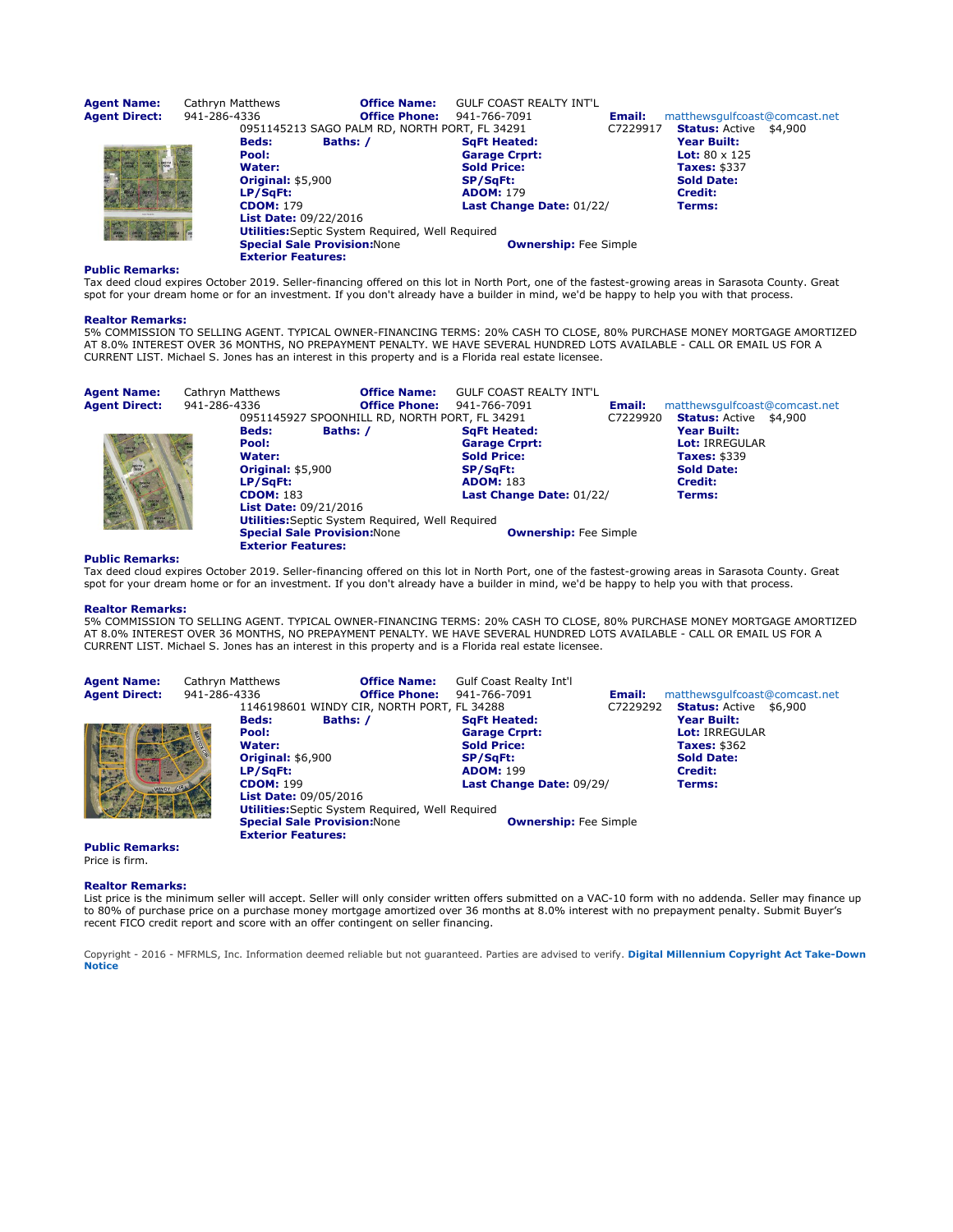**Agent Name:** Cathryn Matthews **Office Name:** GULF COAST REALTY INT'L
**Agent Direct:** 941-286-4336 **Office Phone:** 941-766-7091 **Email:** matthewsgulfcoast@comcast.net

0951145213 SAGO PALM RD, NORTH PORT, FL 34291 C7229917 **Status:** Active $4,900

| | | | |
|---|---|---|---|
| **Beds:** **Baths:** / | **SqFt Heated:** | **Year Built:** | |
| **Pool:** | **Garage Crprt:** | **Lot:** 80 x 125 | |
| **Water:** | **Sold Price:** | **Taxes:** $337 | |
| **Original:** $5,900 | **SP/SqFt:** | **Sold Date:** | |
| **LP/SqFt:** | **ADOM:** 179 | **Credit:** | |
| **CDOM:** 179 | **Last Change Date:** 01/22/ | **Terms:** | |

**List Date:** 09/22/2016
**Utilities:** Septic System Required, Well Required
**Special Sale Provision:** None **Ownership:** Fee Simple
**Exterior Features:**

**Public Remarks:**
Tax deed cloud expires October 2019. Seller-financing offered on this lot in North Port, one of the fastest-growing areas in Sarasota County. Great spot for your dream home or for an investment. If you don't already have a builder in mind, we'd be happy to help you with that process.

**Realtor Remarks:**
5% COMMISSION TO SELLING AGENT. TYPICAL OWNER-FINANCING TERMS: 20% CASH TO CLOSE, 80% PURCHASE MONEY MORTGAGE AMORTIZED AT 8.0% INTEREST OVER 36 MONTHS, NO PREPAYMENT PENALTY. WE HAVE SEVERAL HUNDRED LOTS AVAILABLE - CALL OR EMAIL US FOR A CURRENT LIST. Michael S. Jones has an interest in this property and is a Florida real estate licensee.

**Agent Name:** Cathryn Matthews **Office Name:** GULF COAST REALTY INT'L
**Agent Direct:** 941-286-4336 **Office Phone:** 941-766-7091 **Email:** matthewsgulfcoast@comcast.net

0951145927 SPOONHILL RD, NORTH PORT, FL 34291 C7229920 **Status:** Active $4,900

| | | | |
|---|---|---|---|
| **Beds:** **Baths:** / | **SqFt Heated:** | **Year Built:** | |
| **Pool:** | **Garage Crprt:** | **Lot:** IRREGULAR | |
| **Water:** | **Sold Price:** | **Taxes:** $339 | |
| **Original:** $5,900 | **SP/SqFt:** | **Sold Date:** | |
| **LP/SqFt:** | **ADOM:** 183 | **Credit:** | |
| **CDOM:** 183 | **Last Change Date:** 01/22/ | **Terms:** | |

**List Date:** 09/21/2016
**Utilities:** Septic System Required, Well Required
**Special Sale Provision:** None **Ownership:** Fee Simple
**Exterior Features:**

**Public Remarks:**
Tax deed cloud expires October 2019. Seller-financing offered on this lot in North Port, one of the fastest-growing areas in Sarasota County. Great spot for your dream home or for an investment. If you don't already have a builder in mind, we'd be happy to help you with that process.

**Realtor Remarks:**
5% COMMISSION TO SELLING AGENT. TYPICAL OWNER-FINANCING TERMS: 20% CASH TO CLOSE, 80% PURCHASE MONEY MORTGAGE AMORTIZED AT 8.0% INTEREST OVER 36 MONTHS, NO PREPAYMENT PENALTY. WE HAVE SEVERAL HUNDRED LOTS AVAILABLE - CALL OR EMAIL US FOR A CURRENT LIST. Michael S. Jones has an interest in this property and is a Florida real estate licensee.

**Agent Name:** Cathryn Matthews **Office Name:** Gulf Coast Realty Int'l
**Agent Direct:** 941-286-4336 **Office Phone:** 941-766-7091 **Email:** matthewsgulfcoast@comcast.net

1146198601 WINDY CIR, NORTH PORT, FL 34288 C7229292 **Status:** Active $6,900

| | | | |
|---|---|---|---|
| **Beds:** **Baths:** / | **SqFt Heated:** | **Year Built:** | |
| **Pool:** | **Garage Crprt:** | **Lot:** IRREGULAR | |
| **Water:** | **Sold Price:** | **Taxes:** $362 | |
| **Original:** $6,900 | **SP/SqFt:** | **Sold Date:** | |
| **LP/SqFt:** | **ADOM:** 199 | **Credit:** | |
| **CDOM:** 199 | **Last Change Date:** 09/29/ | **Terms:** | |

**List Date:** 09/05/2016
**Utilities:** Septic System Required, Well Required
**Special Sale Provision:** None **Ownership:** Fee Simple
**Exterior Features:**

**Public Remarks:**
Price is firm.

**Realtor Remarks:**
List price is the minimum seller will accept. Seller will only consider written offers submitted on a VAC-10 form with no addenda. Seller may finance up to 80% of purchase price on a purchase money mortgage amortized over 36 months at 8.0% interest with no prepayment penalty. Submit Buyer's recent FICO credit report and score with an offer contingent on seller financing.

Copyright - 2016 - MFRMLS, Inc. Information deemed reliable but not guaranteed. Parties are advised to verify. **Digital Millennium Copyright Act Take-Down Notice**